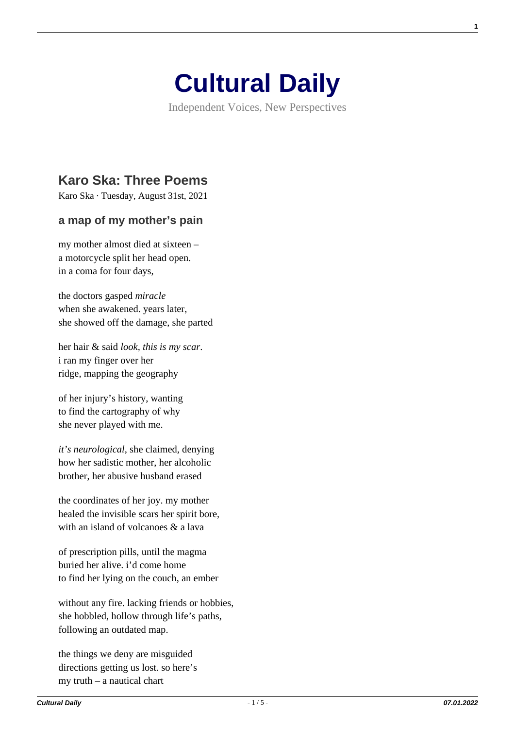# Cultural Daily

Independent Voices, New Perspectives

## Karo Ska: Three Poems

Karo Ska · Tuesday, August 31st, 2021

### a map of my mother's pain

my mother almost died at sixteen –
a motorcycle split her head open.
in a coma for four days,

the doctors gasped *miracle*
when she awakened. years later,
she showed off the damage, she parted

her hair & said *look, this is my scar*.
i ran my finger over her
ridge, mapping the geography

of her injury's history, wanting
to find the cartography of why
she never played with me.

*it's neurological*, she claimed, denying
how her sadistic mother, her alcoholic
brother, her abusive husband erased

the coordinates of her joy. my mother
healed the invisible scars her spirit bore,
with an island of volcanoes & a lava

of prescription pills, until the magma
buried her alive. i'd come home
to find her lying on the couch, an ember

without any fire. lacking friends or hobbies,
she hobbled, hollow through life's paths,
following an outdated map.

the things we deny are misguided
directions getting us lost. so here's
my truth – a nautical chart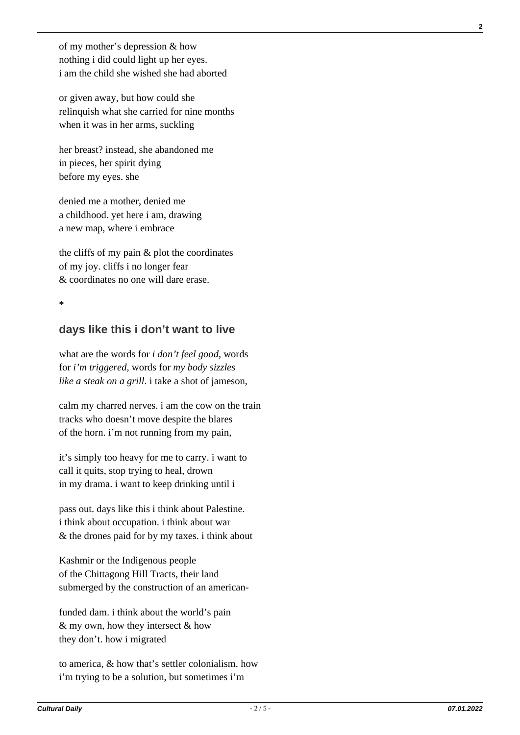of my mother's depression & how
nothing i did could light up her eyes.
i am the child she wished she had aborted

or given away, but how could she
relinquish what she carried for nine months
when it was in her arms, suckling

her breast? instead, she abandoned me
in pieces, her spirit dying
before my eyes. she

denied me a mother, denied me
a childhood. yet here i am, drawing
a new map, where i embrace

the cliffs of my pain & plot the coordinates
of my joy. cliffs i no longer fear
& coordinates no one will dare erase.

*

### days like this i don't want to live

what are the words for *i don't feel good*, words
for *i'm triggered*, words for *my body sizzles*
*like a steak on a grill*. i take a shot of jameson,

calm my charred nerves. i am the cow on the train
tracks who doesn't move despite the blares
of the horn. i'm not running from my pain,

it's simply too heavy for me to carry. i want to
call it quits, stop trying to heal, drown
in my drama. i want to keep drinking until i

pass out. days like this i think about Palestine.
i think about occupation. i think about war
& the drones paid for by my taxes. i think about

Kashmir or the Indigenous people
of the Chittagong Hill Tracts, their land
submerged by the construction of an american-

funded dam. i think about the world's pain
& my own, how they intersect & how
they don't. how i migrated

to america, & how that's settler colonialism. how
i'm trying to be a solution, but sometimes i'm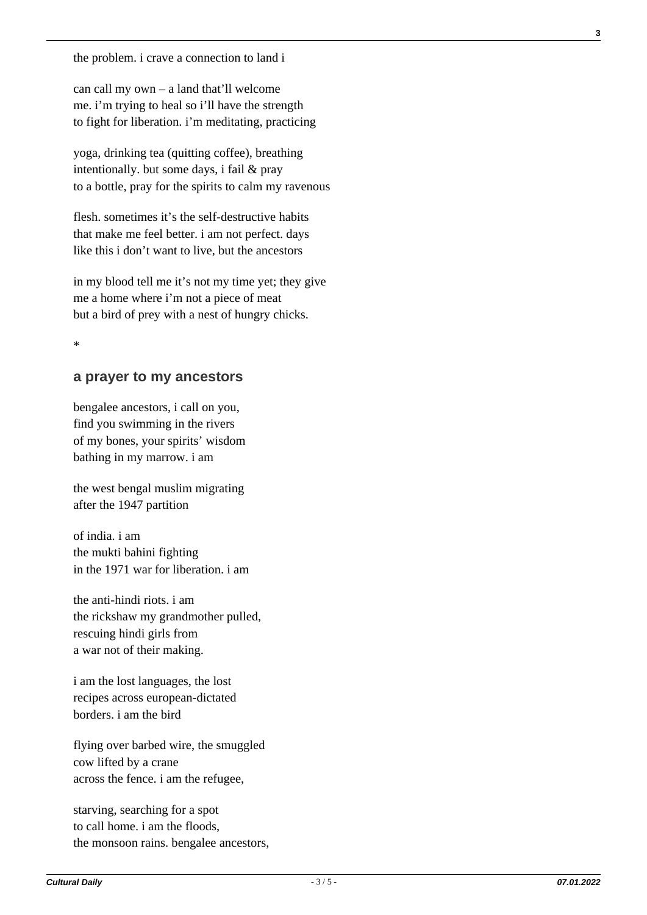the problem. i crave a connection to land i

can call my own – a land that'll welcome
me. i'm trying to heal so i'll have the strength
to fight for liberation. i'm meditating, practicing

yoga, drinking tea (quitting coffee), breathing
intentionally. but some days, i fail & pray
to a bottle, pray for the spirits to calm my ravenous

flesh. sometimes it's the self-destructive habits
that make me feel better. i am not perfect. days
like this i don't want to live, but the ancestors

in my blood tell me it's not my time yet; they give
me a home where i'm not a piece of meat
but a bird of prey with a nest of hungry chicks.

*

### a prayer to my ancestors

bengalee ancestors, i call on you,
find you swimming in the rivers
of my bones, your spirits' wisdom
bathing in my marrow. i am

the west bengal muslim migrating
after the 1947 partition

of india. i am
the mukti bahini fighting
in the 1971 war for liberation. i am

the anti-hindi riots. i am
the rickshaw my grandmother pulled,
rescuing hindi girls from
a war not of their making.

i am the lost languages, the lost
recipes across european-dictated
borders. i am the bird

flying over barbed wire, the smuggled
cow lifted by a crane
across the fence. i am the refugee,

starving, searching for a spot
to call home. i am the floods,
the monsoon rains. bengalee ancestors,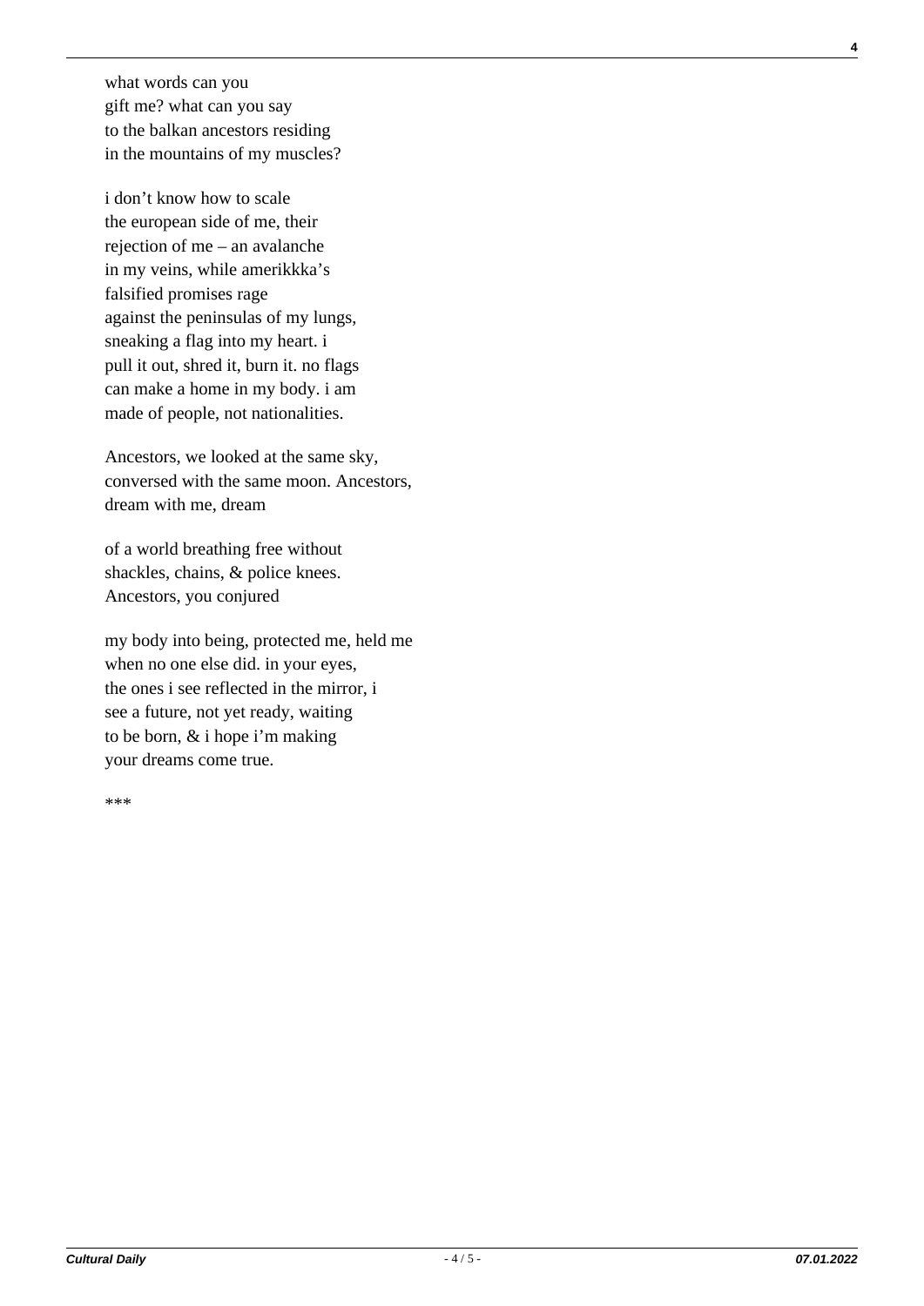what words can you  
gift me? what can you say  
to the balkan ancestors residing  
in the mountains of my muscles?

i don't know how to scale  
the european side of me, their  
rejection of me – an avalanche  
in my veins, while amerikkka's  
falsified promises rage  
against the peninsulas of my lungs,  
sneaking a flag into my heart. i  
pull it out, shred it, burn it. no flags  
can make a home in my body. i am  
made of people, not nationalities.

Ancestors, we looked at the same sky,  
conversed with the same moon. Ancestors,  
dream with me, dream

of a world breathing free without  
shackles, chains, & police knees.  
Ancestors, you conjured

my body into being, protected me, held me  
when no one else did. in your eyes,  
the ones i see reflected in the mirror, i  
see a future, not yet ready, waiting  
to be born, & i hope i'm making  
your dreams come true.

***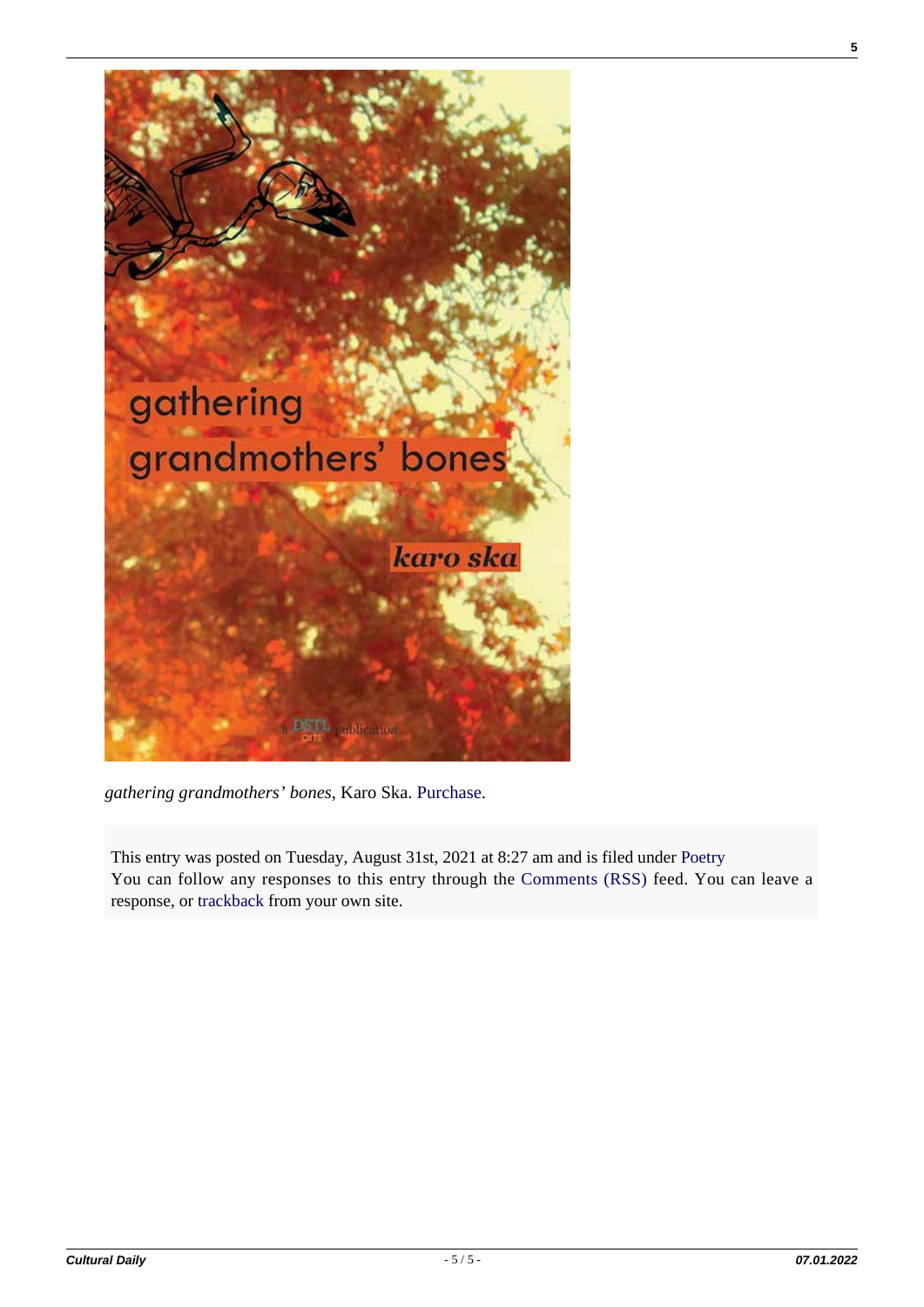*gathering grandmothers' bones*, Karo Ska. Purchase.

This entry was posted on Tuesday, August 31st, 2021 at 8:27 am and is filed under Poetry
You can follow any responses to this entry through the Comments (RSS) feed. You can leave a response, or trackback from your own site.